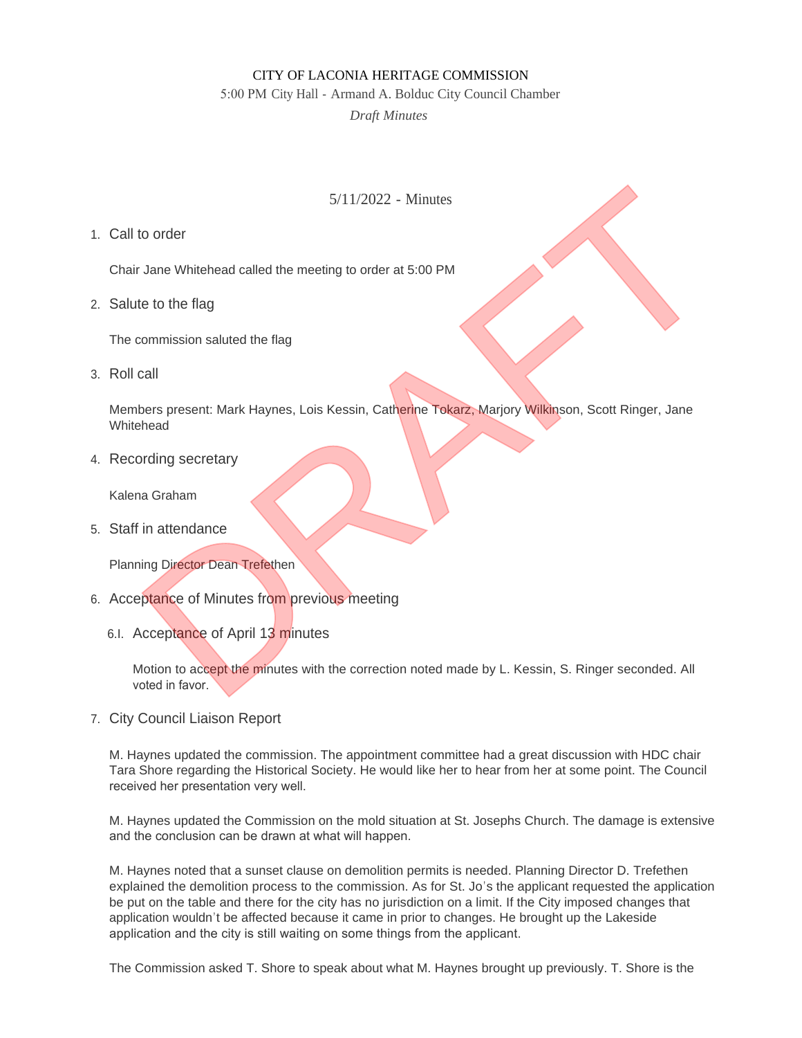CITY OF LACONIA HERITAGE COMMISSION

5:00 PM City Hall - Armand A. Bolduc City Council Chamber

*Draft Minutes*

5/11/2022 - Minutes

1. Call to order

   Chair Jane Whitehead called the meeting to order at 5:00 PM

2. Salute to the flag

   The commission saluted the flag

3. Roll call

   Members present: Mark Haynes, Lois Kessin, Catherine Tokarz, Marjory Wilkinson, Scott Ringer, Jane Whitehead

4. Recording secretary

   Kalena Graham

5. Staff in attendance

   Planning Director Dean Trefethen

6. Acceptance of Minutes from previous meeting

   6.I. Acceptance of April 13 minutes

   Motion to accept the minutes with the correction noted made by L. Kessin, S. Ringer seconded. All voted in favor.

7. City Council Liaison Report

   M. Haynes updated the commission. The appointment committee had a great discussion with HDC chair Tara Shore regarding the Historical Society. He would like her to hear from her at some point. The Council received her presentation very well.

   M. Haynes updated the Commission on the mold situation at St. Josephs Church. The damage is extensive and the conclusion can be drawn at what will happen.

   M. Haynes noted that a sunset clause on demolition permits is needed. Planning Director D. Trefethen explained the demolition process to the commission. As for St. Jo's the applicant requested the application be put on the table and there for the city has no jurisdiction on a limit. If the City imposed changes that application wouldn't be affected because it came in prior to changes. He brought up the Lakeside application and the city is still waiting on some things from the applicant.

   The Commission asked T. Shore to speak about what M. Haynes brought up previously. T. Shore is the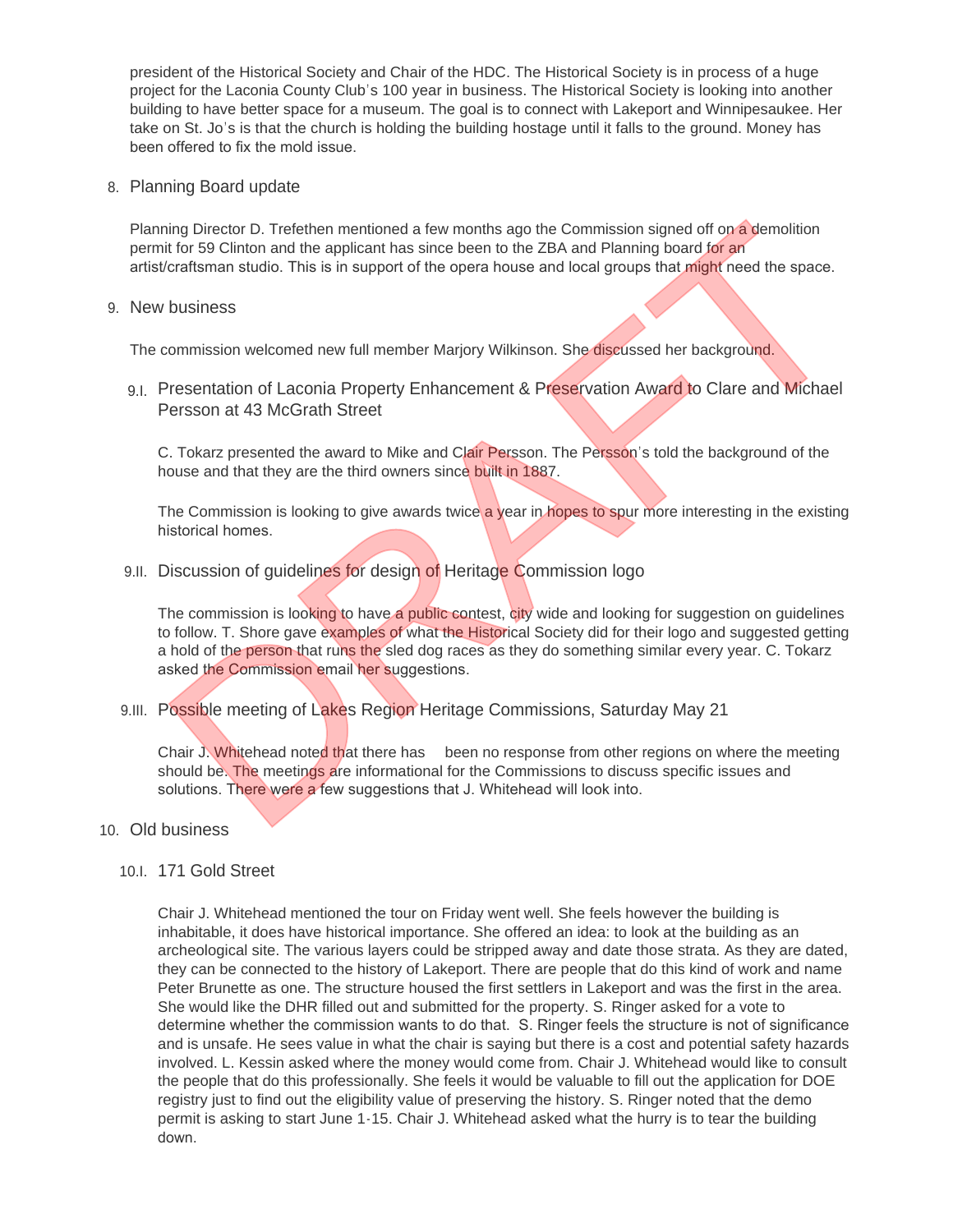president of the Historical Society and Chair of the HDC. The Historical Society is in process of a huge project for the Laconia County Club's 100 year in business. The Historical Society is looking into another building to have better space for a museum. The goal is to connect with Lakeport and Winnipesaukee. Her take on St. Jo's is that the church is holding the building hostage until it falls to the ground. Money has been offered to fix the mold issue.

8. Planning Board update

Planning Director D. Trefethen mentioned a few months ago the Commission signed off on a demolition permit for 59 Clinton and the applicant has since been to the ZBA and Planning board for an artist/craftsman studio. This is in support of the opera house and local groups that might need the space.

9. New business

The commission welcomed new full member Marjory Wilkinson. She discussed her background.

9.I. Presentation of Laconia Property Enhancement & Preservation Award to Clare and Michael Persson at 43 McGrath Street

C. Tokarz presented the award to Mike and Clair Persson. The Persson's told the background of the house and that they are the third owners since built in 1887.

The Commission is looking to give awards twice a year in hopes to spur more interesting in the existing historical homes.

9.II. Discussion of guidelines for design of Heritage Commission logo

The commission is looking to have a public contest, city wide and looking for suggestion on guidelines to follow. T. Shore gave examples of what the Historical Society did for their logo and suggested getting a hold of the person that runs the sled dog races as they do something similar every year. C. Tokarz asked the Commission email her suggestions.

9.III. Possible meeting of Lakes Region Heritage Commissions, Saturday May 21

Chair J. Whitehead noted that there has been no response from other regions on where the meeting should be. The meetings are informational for the Commissions to discuss specific issues and solutions. There were a few suggestions that J. Whitehead will look into.

10. Old business

10.I. 171 Gold Street

Chair J. Whitehead mentioned the tour on Friday went well. She feels however the building is inhabitable, it does have historical importance. She offered an idea: to look at the building as an archeological site. The various layers could be stripped away and date those strata. As they are dated, they can be connected to the history of Lakeport. There are people that do this kind of work and name Peter Brunette as one. The structure housed the first settlers in Lakeport and was the first in the area. She would like the DHR filled out and submitted for the property. S. Ringer asked for a vote to determine whether the commission wants to do that. S. Ringer feels the structure is not of significance and is unsafe. He sees value in what the chair is saying but there is a cost and potential safety hazards involved. L. Kessin asked where the money would come from. Chair J. Whitehead would like to consult the people that do this professionally. She feels it would be valuable to fill out the application for DOE registry just to find out the eligibility value of preserving the history. S. Ringer noted that the demo permit is asking to start June 1-15. Chair J. Whitehead asked what the hurry is to tear the building down.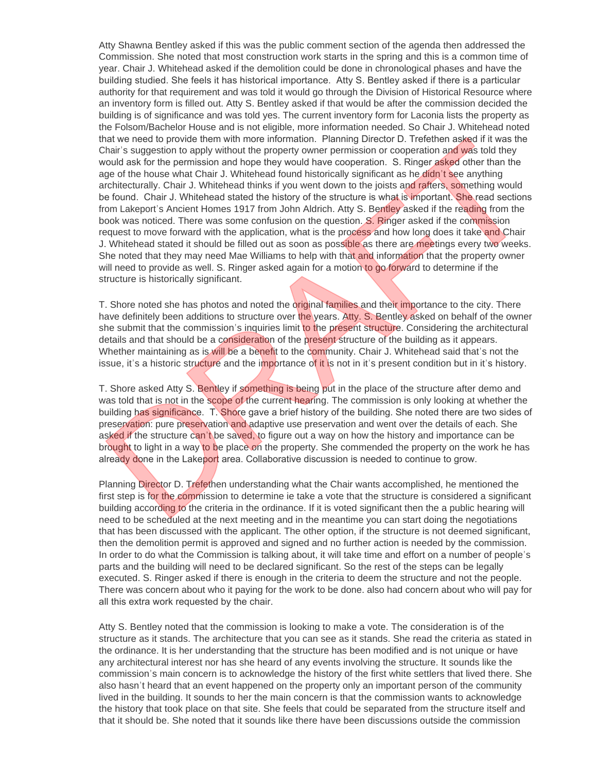Atty Shawna Bentley asked if this was the public comment section of the agenda then addressed the Commission. She noted that most construction work starts in the spring and this is a common time of year. Chair J. Whitehead asked if the demolition could be done in chronological phases and have the building studied. She feels it has historical importance. Atty S. Bentley asked if there is a particular authority for that requirement and was told it would go through the Division of Historical Resource where an inventory form is filled out. Atty S. Bentley asked if that would be after the commission decided the building is of significance and was told yes. The current inventory form for Laconia lists the property as the Folsom/Bachelor House and is not eligible, more information needed. So Chair J. Whitehead noted that we need to provide them with more information. Planning Director D. Trefethen asked if it was the Chair's suggestion to apply without the property owner permission or cooperation and was told they would ask for the permission and hope they would have cooperation. S. Ringer asked other than the age of the house what Chair J. Whitehead found historically significant as he didn't see anything architecturally. Chair J. Whitehead thinks if you went down to the joists and rafters, something would be found. Chair J. Whitehead stated the history of the structure is what is important. She read sections from Lakeport's Ancient Homes 1917 from John Aldrich. Atty S. Bentley asked if the reading from the book was noticed. There was some confusion on the question. S. Ringer asked if the commission request to move forward with the application, what is the process and how long does it take and Chair J. Whitehead stated it should be filled out as soon as possible as there are meetings every two weeks. She noted that they may need Mae Williams to help with that and information that the property owner will need to provide as well. S. Ringer asked again for a motion to go forward to determine if the structure is historically significant.

T. Shore noted she has photos and noted the original families and their importance to the city. There have definitely been additions to structure over the years. Atty. S. Bentley asked on behalf of the owner she submit that the commission's inquiries limit to the present structure. Considering the architectural details and that should be a consideration of the present structure of the building as it appears. Whether maintaining as is will be a benefit to the community. Chair J. Whitehead said that's not the issue, it's a historic structure and the importance of it is not in it's present condition but in it's history.

T. Shore asked Atty S. Bentley if something is being put in the place of the structure after demo and was told that is not in the scope of the current hearing. The commission is only looking at whether the building has significance. T. Shore gave a brief history of the building. She noted there are two sides of preservation: pure preservation and adaptive use preservation and went over the details of each. She asked if the structure can't be saved, to figure out a way on how the history and importance can be brought to light in a way to be place on the property. She commended the property on the work he has already done in the Lakeport area. Collaborative discussion is needed to continue to grow.

Planning Director D. Trefethen understanding what the Chair wants accomplished, he mentioned the first step is for the commission to determine ie take a vote that the structure is considered a significant building according to the criteria in the ordinance. If it is voted significant then the a public hearing will need to be scheduled at the next meeting and in the meantime you can start doing the negotiations that has been discussed with the applicant. The other option, if the structure is not deemed significant, then the demolition permit is approved and signed and no further action is needed by the commission. In order to do what the Commission is talking about, it will take time and effort on a number of people's parts and the building will need to be declared significant. So the rest of the steps can be legally executed. S. Ringer asked if there is enough in the criteria to deem the structure and not the people. There was concern about who it paying for the work to be done. also had concern about who will pay for all this extra work requested by the chair.

Atty S. Bentley noted that the commission is looking to make a vote. The consideration is of the structure as it stands. The architecture that you can see as it stands. She read the criteria as stated in the ordinance. It is her understanding that the structure has been modified and is not unique or have any architectural interest nor has she heard of any events involving the structure. It sounds like the commission's main concern is to acknowledge the history of the first white settlers that lived there. She also hasn't heard that an event happened on the property only an important person of the community lived in the building. It sounds to her the main concern is that the commission wants to acknowledge the history that took place on that site. She feels that could be separated from the structure itself and that it should be. She noted that it sounds like there have been discussions outside the commission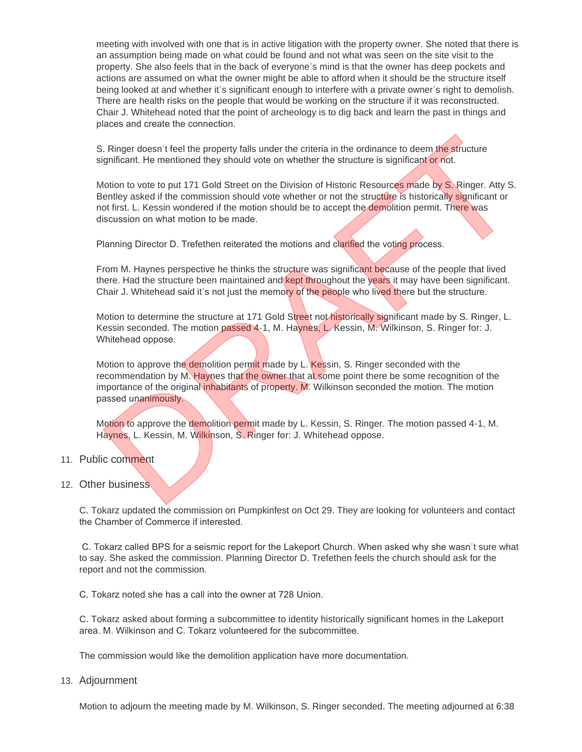meeting with involved with one that is in active litigation with the property owner. She noted that there is an assumption being made on what could be found and not what was seen on the site visit to the property. She also feels that in the back of everyone's mind is that the owner has deep pockets and actions are assumed on what the owner might be able to afford when it should be the structure itself being looked at and whether it's significant enough to interfere with a private owner's right to demolish. There are health risks on the people that would be working on the structure if it was reconstructed. Chair J. Whitehead noted that the point of archeology is to dig back and learn the past in things and places and create the connection.

S. Ringer doesn't feel the property falls under the criteria in the ordinance to deem the structure significant. He mentioned they should vote on whether the structure is significant or not.

Motion to vote to put 171 Gold Street on the Division of Historic Resources made by S. Ringer. Atty S. Bentley asked if the commission should vote whether or not the structure is historically significant or not first. L. Kessin wondered if the motion should be to accept the demolition permit. There was discussion on what motion to be made.

Planning Director D. Trefethen reiterated the motions and clarified the voting process.

From M. Haynes perspective he thinks the structure was significant because of the people that lived there. Had the structure been maintained and kept throughout the years it may have been significant. Chair J. Whitehead said it's not just the memory of the people who lived there but the structure.

Motion to determine the structure at 171 Gold Street not historically significant made by S. Ringer, L. Kessin seconded. The motion passed 4-1, M. Haynes, L. Kessin, M. Wilkinson, S. Ringer for: J. Whitehead oppose.

Motion to approve the demolition permit made by L. Kessin, S. Ringer seconded with the recommendation by M. Haynes that the owner that at some point there be some recognition of the importance of the original inhabitants of property. M. Wilkinson seconded the motion. The motion passed unanimously.

Motion to approve the demolition permit made by L. Kessin, S. Ringer. The motion passed 4-1, M. Haynes, L. Kessin, M. Wilkinson, S. Ringer for: J. Whitehead oppose.

11. Public comment

12. Other business

C. Tokarz updated the commission on Pumpkinfest on Oct 29. They are looking for volunteers and contact the Chamber of Commerce if interested.

C. Tokarz called BPS for a seismic report for the Lakeport Church. When asked why she wasn't sure what to say. She asked the commission. Planning Director D. Trefethen feels the church should ask for the report and not the commission.

C. Tokarz noted she has a call into the owner at 728 Union.

C. Tokarz asked about forming a subcommittee to identity historically significant homes in the Lakeport area. M. Wilkinson and C. Tokarz volunteered for the subcommittee.

The commission would like the demolition application have more documentation.

13. Adjournment

Motion to adjourn the meeting made by M. Wilkinson, S. Ringer seconded. The meeting adjourned at 6:38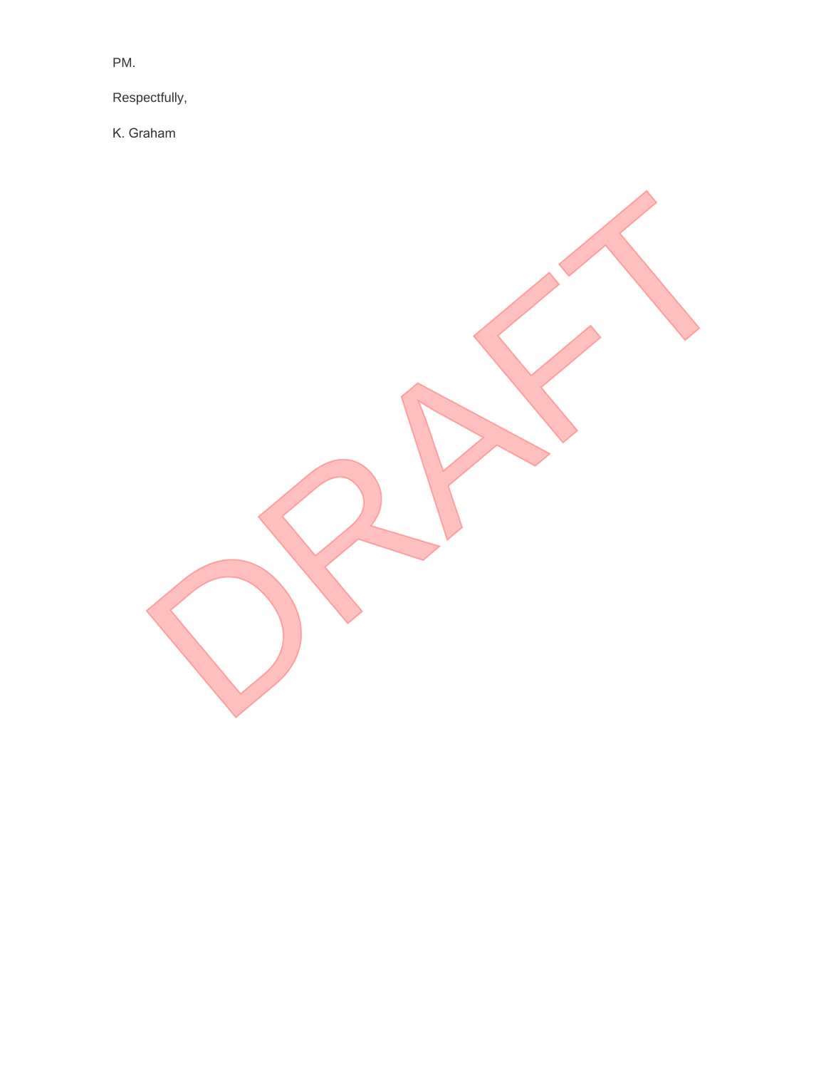PM.

Respectfully,

K. Graham